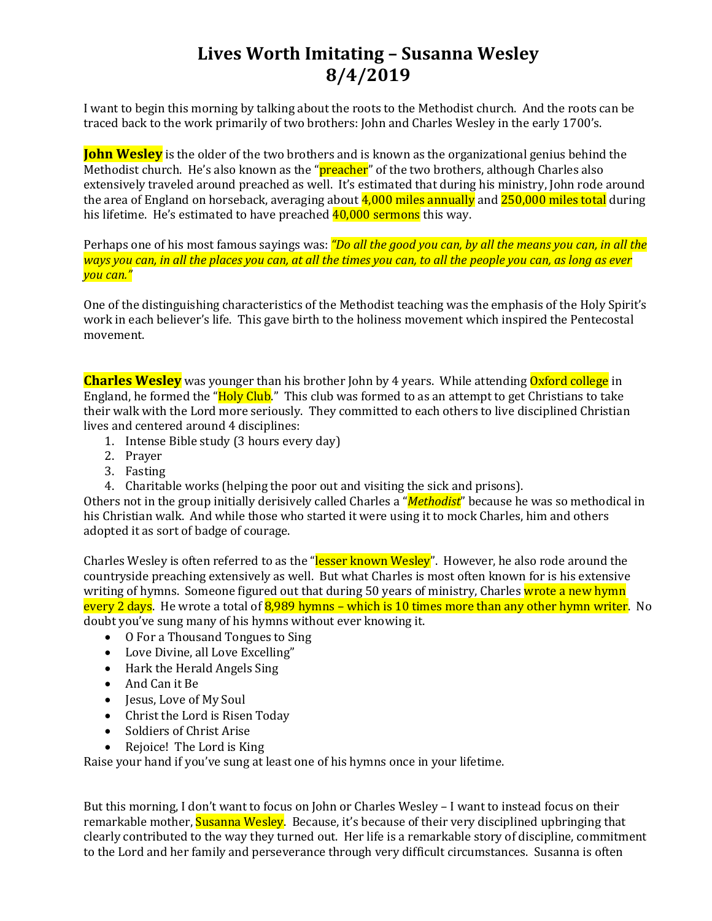# Lives Worth Imitating – Susanna Wesley
# 8/4/2019

I want to begin this morning by talking about the roots to the Methodist church. And the roots can be traced back to the work primarily of two brothers: John and Charles Wesley in the early 1700's.

**John Wesley** is the older of the two brothers and is known as the organizational genius behind the Methodist church. He's also known as the "preacher" of the two brothers, although Charles also extensively traveled around preached as well. It's estimated that during his ministry, John rode around the area of England on horseback, averaging about 4,000 miles annually and 250,000 miles total during his lifetime. He's estimated to have preached 40,000 sermons this way.

Perhaps one of his most famous sayings was: *"Do all the good you can, by all the means you can, in all the ways you can, in all the places you can, at all the times you can, to all the people you can, as long as ever you can."*

One of the distinguishing characteristics of the Methodist teaching was the emphasis of the Holy Spirit's work in each believer's life. This gave birth to the holiness movement which inspired the Pentecostal movement.

**Charles Wesley** was younger than his brother John by 4 years. While attending Oxford college in England, he formed the "Holy Club." This club was formed to as an attempt to get Christians to take their walk with the Lord more seriously. They committed to each others to live disciplined Christian lives and centered around 4 disciplines:

1. Intense Bible study (3 hours every day)
2. Prayer
3. Fasting
4. Charitable works (helping the poor out and visiting the sick and prisons).

Others not in the group initially derisively called Charles a "*Methodist*" because he was so methodical in his Christian walk. And while those who started it were using it to mock Charles, him and others adopted it as sort of badge of courage.

Charles Wesley is often referred to as the "lesser known Wesley". However, he also rode around the countryside preaching extensively as well. But what Charles is most often known for is his extensive writing of hymns. Someone figured out that during 50 years of ministry, Charles wrote a new hymn every 2 days. He wrote a total of 8,989 hymns – which is 10 times more than any other hymn writer. No doubt you've sung many of his hymns without ever knowing it.

- O For a Thousand Tongues to Sing
- Love Divine, all Love Excelling"
- Hark the Herald Angels Sing
- And Can it Be
- Jesus, Love of My Soul
- Christ the Lord is Risen Today
- Soldiers of Christ Arise
- Rejoice! The Lord is King

Raise your hand if you've sung at least one of his hymns once in your lifetime.

But this morning, I don't want to focus on John or Charles Wesley – I want to instead focus on their remarkable mother, Susanna Wesley. Because, it's because of their very disciplined upbringing that clearly contributed to the way they turned out. Her life is a remarkable story of discipline, commitment to the Lord and her family and perseverance through very difficult circumstances. Susanna is often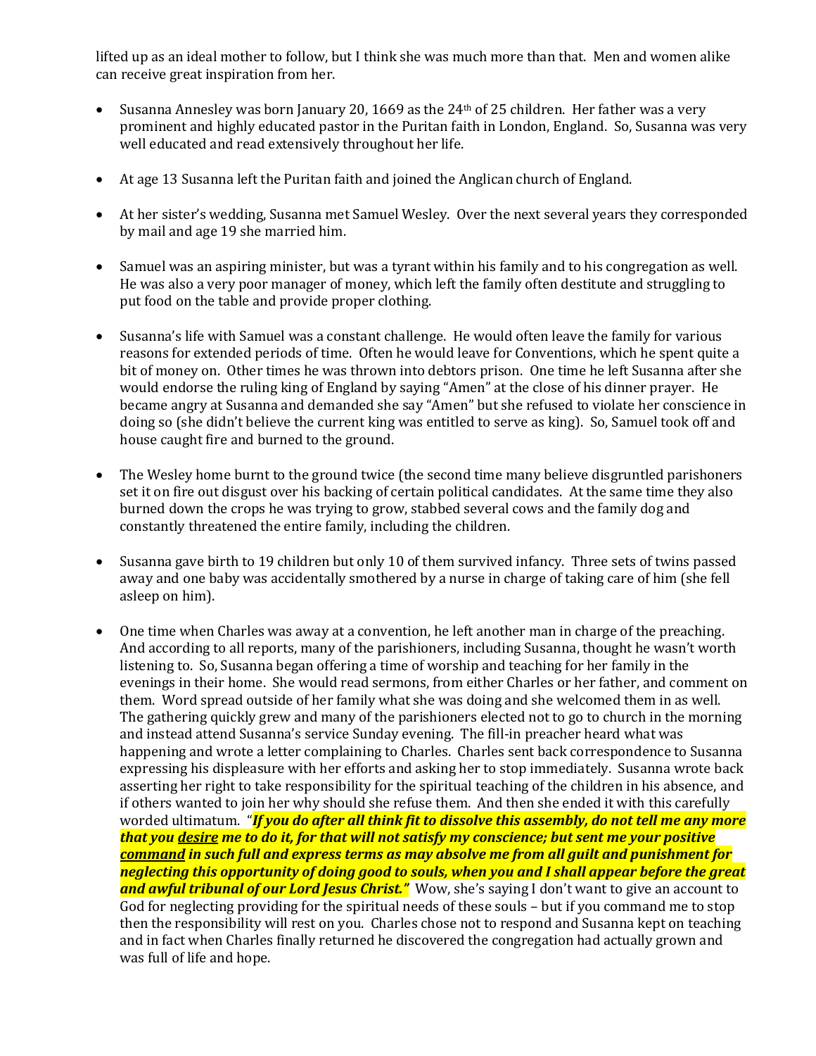lifted up as an ideal mother to follow, but I think she was much more than that. Men and women alike can receive great inspiration from her.

- Susanna Annesley was born January 20, 1669 as the 24th of 25 children. Her father was a very prominent and highly educated pastor in the Puritan faith in London, England. So, Susanna was very well educated and read extensively throughout her life.

- At age 13 Susanna left the Puritan faith and joined the Anglican church of England.

- At her sister's wedding, Susanna met Samuel Wesley. Over the next several years they corresponded by mail and age 19 she married him.

- Samuel was an aspiring minister, but was a tyrant within his family and to his congregation as well. He was also a very poor manager of money, which left the family often destitute and struggling to put food on the table and provide proper clothing.

- Susanna's life with Samuel was a constant challenge. He would often leave the family for various reasons for extended periods of time. Often he would leave for Conventions, which he spent quite a bit of money on. Other times he was thrown into debtors prison. One time he left Susanna after she would endorse the ruling king of England by saying "Amen" at the close of his dinner prayer. He became angry at Susanna and demanded she say "Amen" but she refused to violate her conscience in doing so (she didn't believe the current king was entitled to serve as king). So, Samuel took off and house caught fire and burned to the ground.

- The Wesley home burnt to the ground twice (the second time many believe disgruntled parishoners set it on fire out disgust over his backing of certain political candidates. At the same time they also burned down the crops he was trying to grow, stabbed several cows and the family dog and constantly threatened the entire family, including the children.

- Susanna gave birth to 19 children but only 10 of them survived infancy. Three sets of twins passed away and one baby was accidentally smothered by a nurse in charge of taking care of him (she fell asleep on him).

- One time when Charles was away at a convention, he left another man in charge of the preaching. And according to all reports, many of the parishioners, including Susanna, thought he wasn't worth listening to. So, Susanna began offering a time of worship and teaching for her family in the evenings in their home. She would read sermons, from either Charles or her father, and comment on them. Word spread outside of her family what she was doing and she welcomed them in as well. The gathering quickly grew and many of the parishioners elected not to go to church in the morning and instead attend Susanna's service Sunday evening. The fill-in preacher heard what was happening and wrote a letter complaining to Charles. Charles sent back correspondence to Susanna expressing his displeasure with her efforts and asking her to stop immediately. Susanna wrote back asserting her right to take responsibility for the spiritual teaching of the children in his absence, and if others wanted to join her why should she refuse them. And then she ended it with this carefully worded ultimatum. "***If you do after all think fit to dissolve this assembly, do not tell me any more that you <u>desire</u> me to do it, for that will not satisfy my conscience; but sent me your positive <u>command</u> in such full and express terms as may absolve me from all guilt and punishment for neglecting this opportunity of doing good to souls, when you and I shall appear before the great and awful tribunal of our Lord Jesus Christ."*** Wow, she's saying I don't want to give an account to God for neglecting providing for the spiritual needs of these souls – but if you command me to stop then the responsibility will rest on you. Charles chose not to respond and Susanna kept on teaching and in fact when Charles finally returned he discovered the congregation had actually grown and was full of life and hope.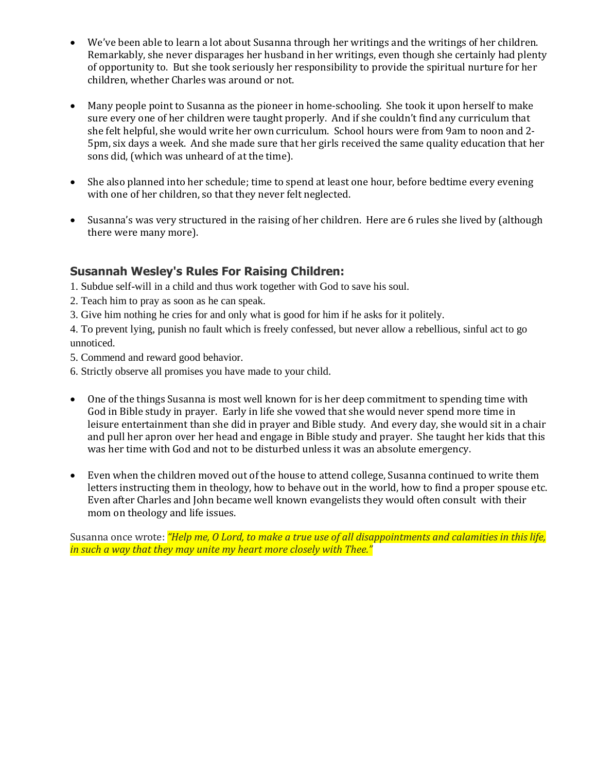- We've been able to learn a lot about Susanna through her writings and the writings of her children. Remarkably, she never disparages her husband in her writings, even though she certainly had plenty of opportunity to. But she took seriously her responsibility to provide the spiritual nurture for her children, whether Charles was around or not.

- Many people point to Susanna as the pioneer in home-schooling. She took it upon herself to make sure every one of her children were taught properly. And if she couldn't find any curriculum that she felt helpful, she would write her own curriculum. School hours were from 9am to noon and 2-5pm, six days a week. And she made sure that her girls received the same quality education that her sons did, (which was unheard of at the time).

- She also planned into her schedule; time to spend at least one hour, before bedtime every evening with one of her children, so that they never felt neglected.

- Susanna's was very structured in the raising of her children. Here are 6 rules she lived by (although there were many more).

### Susannah Wesley's Rules For Raising Children:

1. Subdue self-will in a child and thus work together with God to save his soul.
2. Teach him to pray as soon as he can speak.
3. Give him nothing he cries for and only what is good for him if he asks for it politely.
4. To prevent lying, punish no fault which is freely confessed, but never allow a rebellious, sinful act to go unnoticed.
5. Commend and reward good behavior.
6. Strictly observe all promises you have made to your child.

- One of the things Susanna is most well known for is her deep commitment to spending time with God in Bible study in prayer. Early in life she vowed that she would never spend more time in leisure entertainment than she did in prayer and Bible study. And every day, she would sit in a chair and pull her apron over her head and engage in Bible study and prayer. She taught her kids that this was her time with God and not to be disturbed unless it was an absolute emergency.

- Even when the children moved out of the house to attend college, Susanna continued to write them letters instructing them in theology, how to behave out in the world, how to find a proper spouse etc. Even after Charles and John became well known evangelists they would often consult with their mom on theology and life issues.

Susanna once wrote: *"Help me, O Lord, to make a true use of all disappointments and calamities in this life, in such a way that they may unite my heart more closely with Thee."*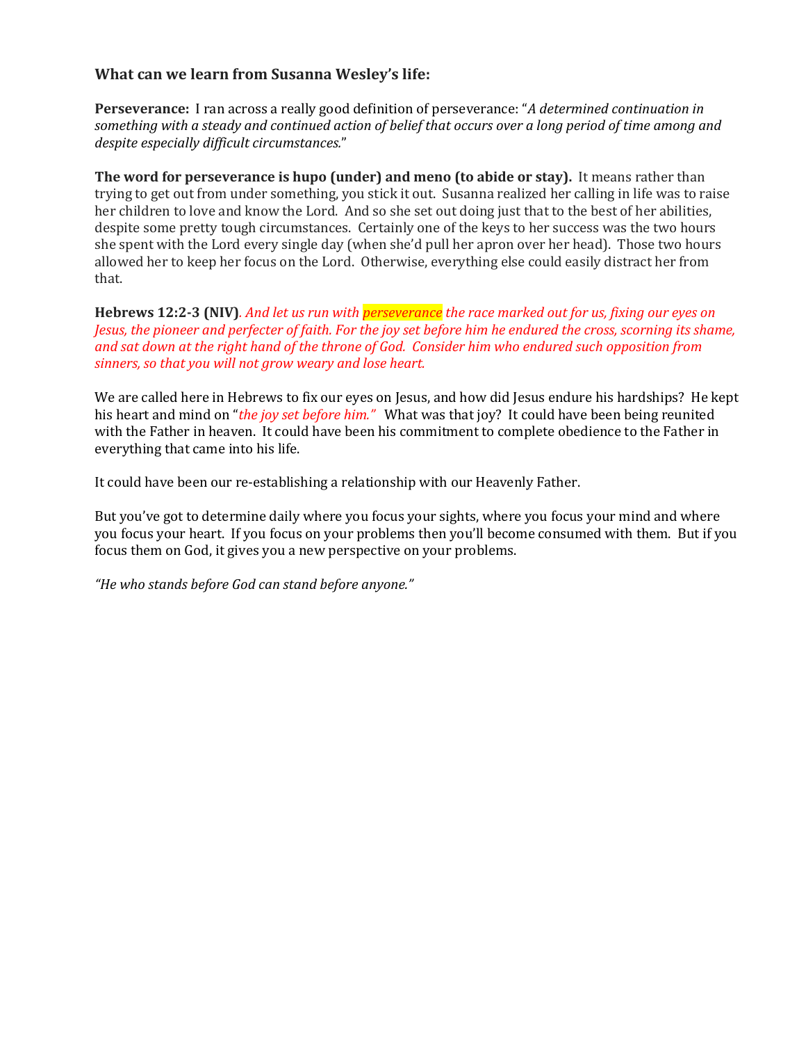### What can we learn from Susanna Wesley's life:

**Perseverance:** I ran across a really good definition of perseverance: "*A determined continuation in something with a steady and continued action of belief that occurs over a long period of time among and despite especially difficult circumstances.*"

**The word for perseverance is hupo (under) and meno (to abide or stay).** It means rather than trying to get out from under something, you stick it out. Susanna realized her calling in life was to raise her children to love and know the Lord. And so she set out doing just that to the best of her abilities, despite some pretty tough circumstances. Certainly one of the keys to her success was the two hours she spent with the Lord every single day (when she'd pull her apron over her head). Those two hours allowed her to keep her focus on the Lord. Otherwise, everything else could easily distract her from that.

**Hebrews 12:2-3 (NIV)**. *And let us run with perseverance the race marked out for us, fixing our eyes on Jesus, the pioneer and perfecter of faith. For the joy set before him he endured the cross, scorning its shame, and sat down at the right hand of the throne of God. Consider him who endured such opposition from sinners, so that you will not grow weary and lose heart.*

We are called here in Hebrews to fix our eyes on Jesus, and how did Jesus endure his hardships? He kept his heart and mind on "*the joy set before him.*" What was that joy? It could have been being reunited with the Father in heaven. It could have been his commitment to complete obedience to the Father in everything that came into his life.

It could have been our re-establishing a relationship with our Heavenly Father.

But you've got to determine daily where you focus your sights, where you focus your mind and where you focus your heart. If you focus on your problems then you'll become consumed with them. But if you focus them on God, it gives you a new perspective on your problems.

*"He who stands before God can stand before anyone."*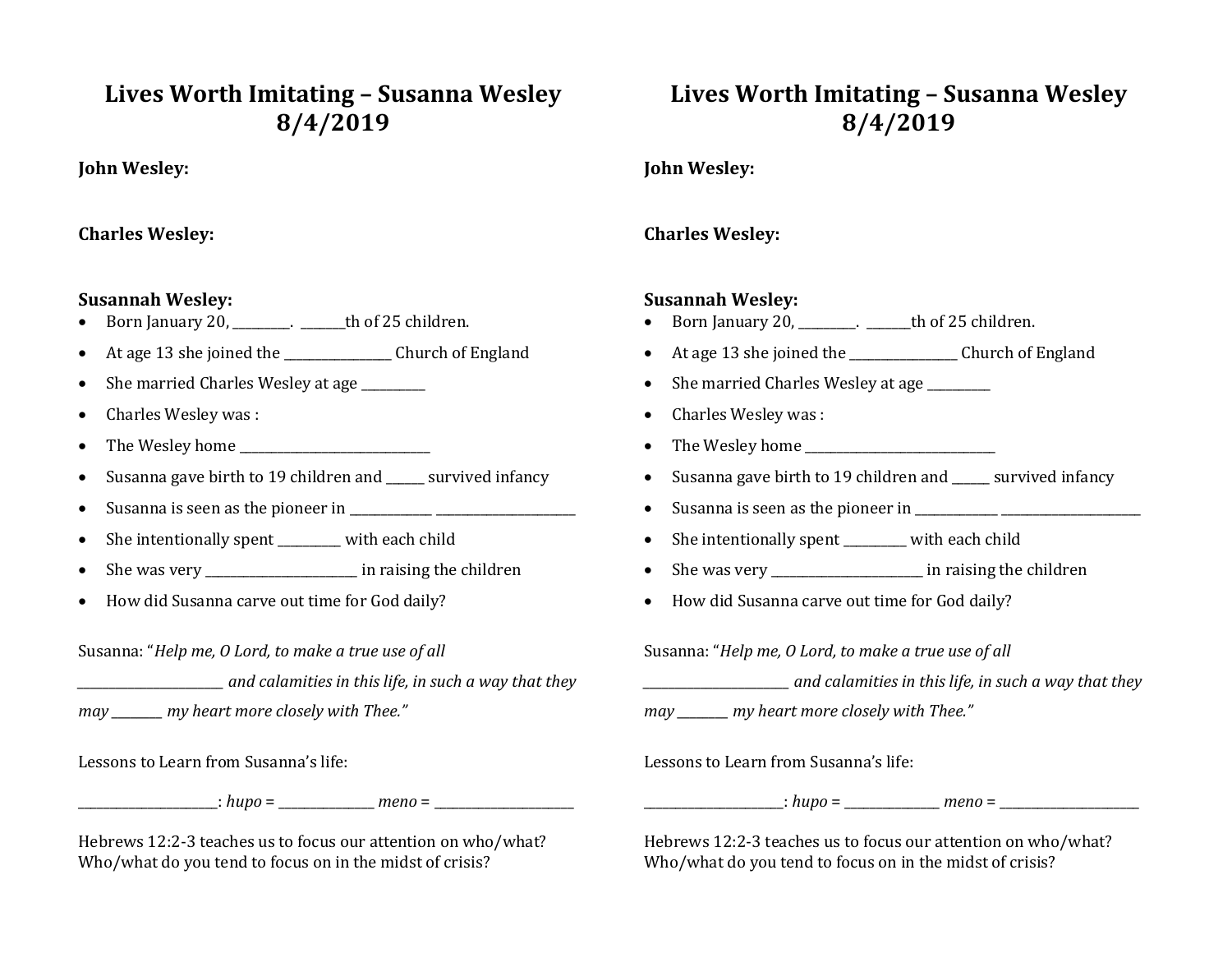# Lives Worth Imitating – Susanna Wesley 8/4/2019

**John Wesley:**

**Charles Wesley:**

**Susannah Wesley:**

- Born January 20, ________. ______th of 25 children.
- At age 13 she joined the ________________ Church of England
- She married Charles Wesley at age _________
- Charles Wesley was :
- The Wesley home ____________________________
- Susanna gave birth to 19 children and _____ survived infancy
- Susanna is seen as the pioneer in ____________ _____________________
- She intentionally spent _________ with each child
- She was very _______________________ in raising the children
- How did Susanna carve out time for God daily?

Susanna: "*Help me, O Lord, to make a true use of all _____________________ and calamities in this life, in such a way that they may _______ my heart more closely with Thee.*"

Lessons to Learn from Susanna's life:

_____________________: *hupo* = ______________ *meno* = _____________________

Hebrews 12:2-3 teaches us to focus our attention on who/what?
Who/what do you tend to focus on in the midst of crisis?

# Lives Worth Imitating – Susanna Wesley 8/4/2019

**John Wesley:**

**Charles Wesley:**

**Susannah Wesley:**

- Born January 20, ________. ______th of 25 children.
- At age 13 she joined the ________________ Church of England
- She married Charles Wesley at age _________
- Charles Wesley was :
- The Wesley home ____________________________
- Susanna gave birth to 19 children and _____ survived infancy
- Susanna is seen as the pioneer in ____________ _____________________
- She intentionally spent _________ with each child
- She was very _______________________ in raising the children
- How did Susanna carve out time for God daily?

Susanna: "*Help me, O Lord, to make a true use of all _____________________ and calamities in this life, in such a way that they may _______ my heart more closely with Thee.*"

Lessons to Learn from Susanna's life:

_____________________: *hupo* = ______________ *meno* = _____________________

Hebrews 12:2-3 teaches us to focus our attention on who/what?
Who/what do you tend to focus on in the midst of crisis?